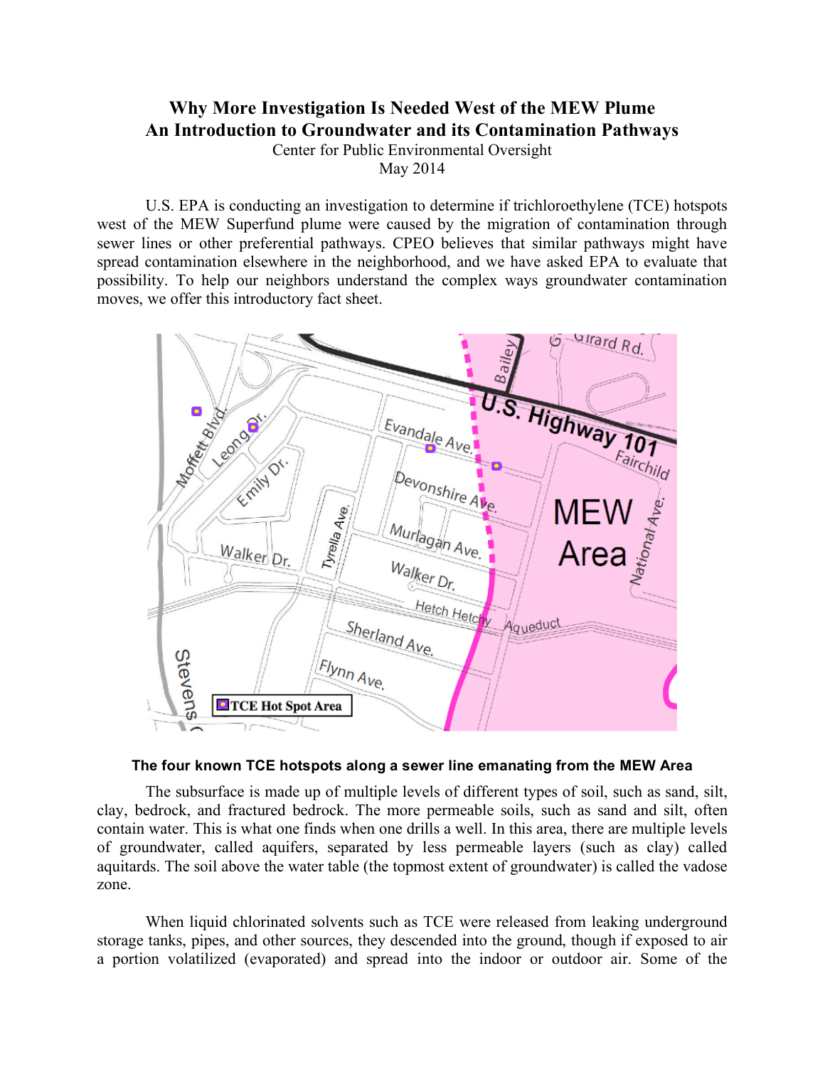# Why More Investigation Is Needed West of the MEW Plume
## An Introduction to Groundwater and its Contamination Pathways

Center for Public Environmental Oversight
May 2014

U.S. EPA is conducting an investigation to determine if trichloroethylene (TCE) hotspots west of the MEW Superfund plume were caused by the migration of contamination through sewer lines or other preferential pathways. CPEO believes that similar pathways might have spread contamination elsewhere in the neighborhood, and we have asked EPA to evaluate that possibility. To help our neighbors understand the complex ways groundwater contamination moves, we offer this introductory fact sheet.

**The four known TCE hotspots along a sewer line emanating from the MEW Area**

The subsurface is made up of multiple levels of different types of soil, such as sand, silt, clay, bedrock, and fractured bedrock. The more permeable soils, such as sand and silt, often contain water. This is what one finds when one drills a well. In this area, there are multiple levels of groundwater, called aquifers, separated by less permeable layers (such as clay) called aquitards. The soil above the water table (the topmost extent of groundwater) is called the vadose zone.

When liquid chlorinated solvents such as TCE were released from leaking underground storage tanks, pipes, and other sources, they descended into the ground, though if exposed to air a portion volatilized (evaporated) and spread into the indoor or outdoor air. Some of the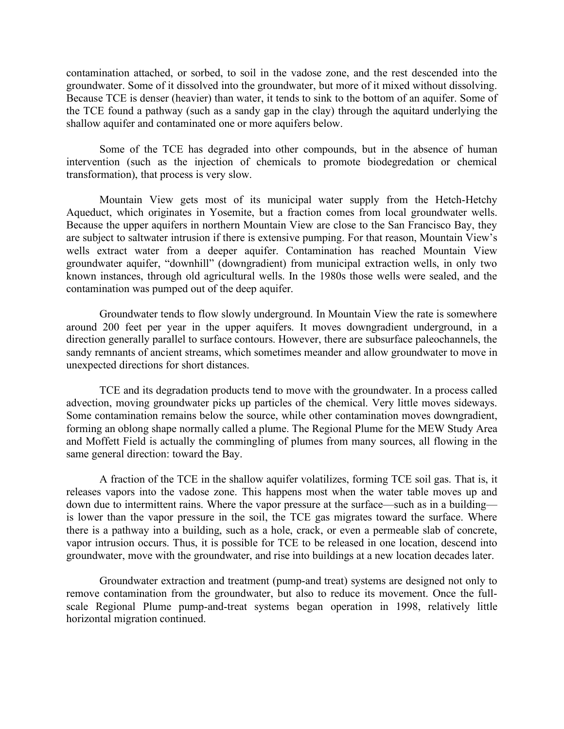contamination attached, or sorbed, to soil in the vadose zone, and the rest descended into the groundwater. Some of it dissolved into the groundwater, but more of it mixed without dissolving. Because TCE is denser (heavier) than water, it tends to sink to the bottom of an aquifer. Some of the TCE found a pathway (such as a sandy gap in the clay) through the aquitard underlying the shallow aquifer and contaminated one or more aquifers below.

Some of the TCE has degraded into other compounds, but in the absence of human intervention (such as the injection of chemicals to promote biodegredation or chemical transformation), that process is very slow.

Mountain View gets most of its municipal water supply from the Hetch-Hetchy Aqueduct, which originates in Yosemite, but a fraction comes from local groundwater wells. Because the upper aquifers in northern Mountain View are close to the San Francisco Bay, they are subject to saltwater intrusion if there is extensive pumping. For that reason, Mountain View's wells extract water from a deeper aquifer. Contamination has reached Mountain View groundwater aquifer, "downhill" (downgradient) from municipal extraction wells, in only two known instances, through old agricultural wells. In the 1980s those wells were sealed, and the contamination was pumped out of the deep aquifer.

Groundwater tends to flow slowly underground. In Mountain View the rate is somewhere around 200 feet per year in the upper aquifers. It moves downgradient underground, in a direction generally parallel to surface contours. However, there are subsurface paleochannels, the sandy remnants of ancient streams, which sometimes meander and allow groundwater to move in unexpected directions for short distances.

TCE and its degradation products tend to move with the groundwater. In a process called advection, moving groundwater picks up particles of the chemical. Very little moves sideways. Some contamination remains below the source, while other contamination moves downgradient, forming an oblong shape normally called a plume. The Regional Plume for the MEW Study Area and Moffett Field is actually the commingling of plumes from many sources, all flowing in the same general direction: toward the Bay.

A fraction of the TCE in the shallow aquifer volatilizes, forming TCE soil gas. That is, it releases vapors into the vadose zone. This happens most when the water table moves up and down due to intermittent rains. Where the vapor pressure at the surface—such as in a building—is lower than the vapor pressure in the soil, the TCE gas migrates toward the surface. Where there is a pathway into a building, such as a hole, crack, or even a permeable slab of concrete, vapor intrusion occurs. Thus, it is possible for TCE to be released in one location, descend into groundwater, move with the groundwater, and rise into buildings at a new location decades later.

Groundwater extraction and treatment (pump-and treat) systems are designed not only to remove contamination from the groundwater, but also to reduce its movement. Once the full-scale Regional Plume pump-and-treat systems began operation in 1998, relatively little horizontal migration continued.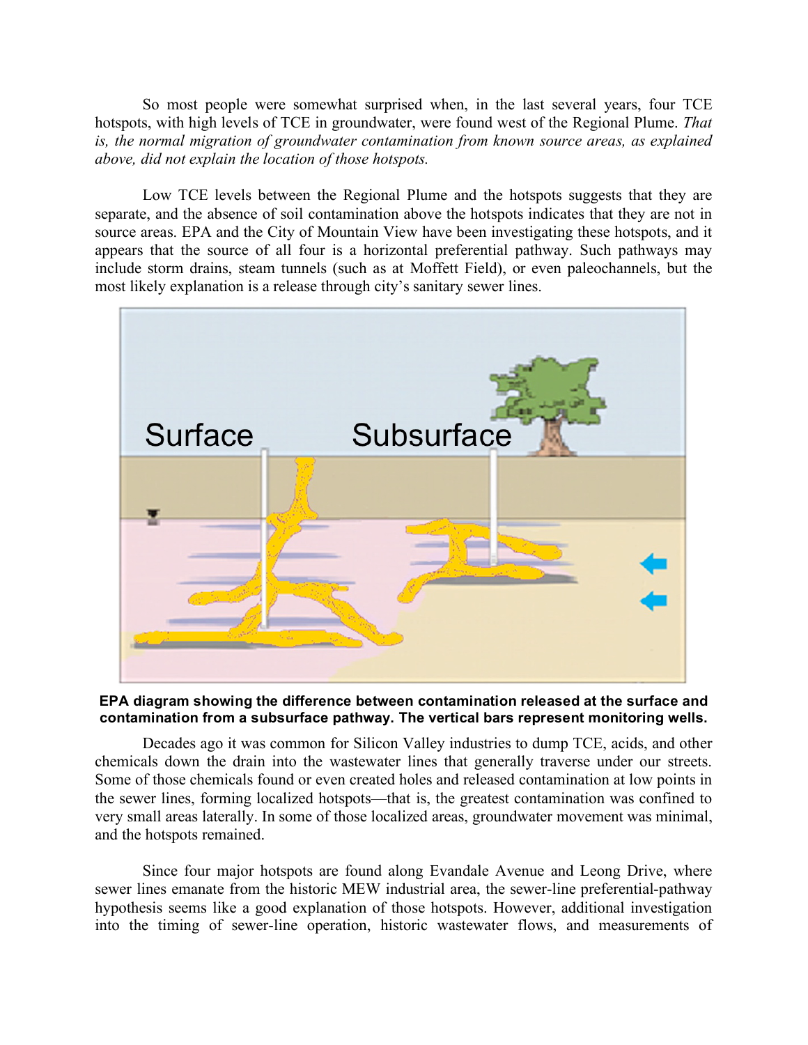So most people were somewhat surprised when, in the last several years, four TCE hotspots, with high levels of TCE in groundwater, were found west of the Regional Plume. *That is, the normal migration of groundwater contamination from known source areas, as explained above, did not explain the location of those hotspots.*

Low TCE levels between the Regional Plume and the hotspots suggests that they are separate, and the absence of soil contamination above the hotspots indicates that they are not in source areas. EPA and the City of Mountain View have been investigating these hotspots, and it appears that the source of all four is a horizontal preferential pathway. Such pathways may include storm drains, steam tunnels (such as at Moffett Field), or even paleochannels, but the most likely explanation is a release through city's sanitary sewer lines.

**EPA diagram showing the difference between contamination released at the surface and contamination from a subsurface pathway. The vertical bars represent monitoring wells.**

Decades ago it was common for Silicon Valley industries to dump TCE, acids, and other chemicals down the drain into the wastewater lines that generally traverse under our streets. Some of those chemicals found or even created holes and released contamination at low points in the sewer lines, forming localized hotspots—that is, the greatest contamination was confined to very small areas laterally. In some of those localized areas, groundwater movement was minimal, and the hotspots remained.

Since four major hotspots are found along Evandale Avenue and Leong Drive, where sewer lines emanate from the historic MEW industrial area, the sewer-line preferential-pathway hypothesis seems like a good explanation of those hotspots. However, additional investigation into the timing of sewer-line operation, historic wastewater flows, and measurements of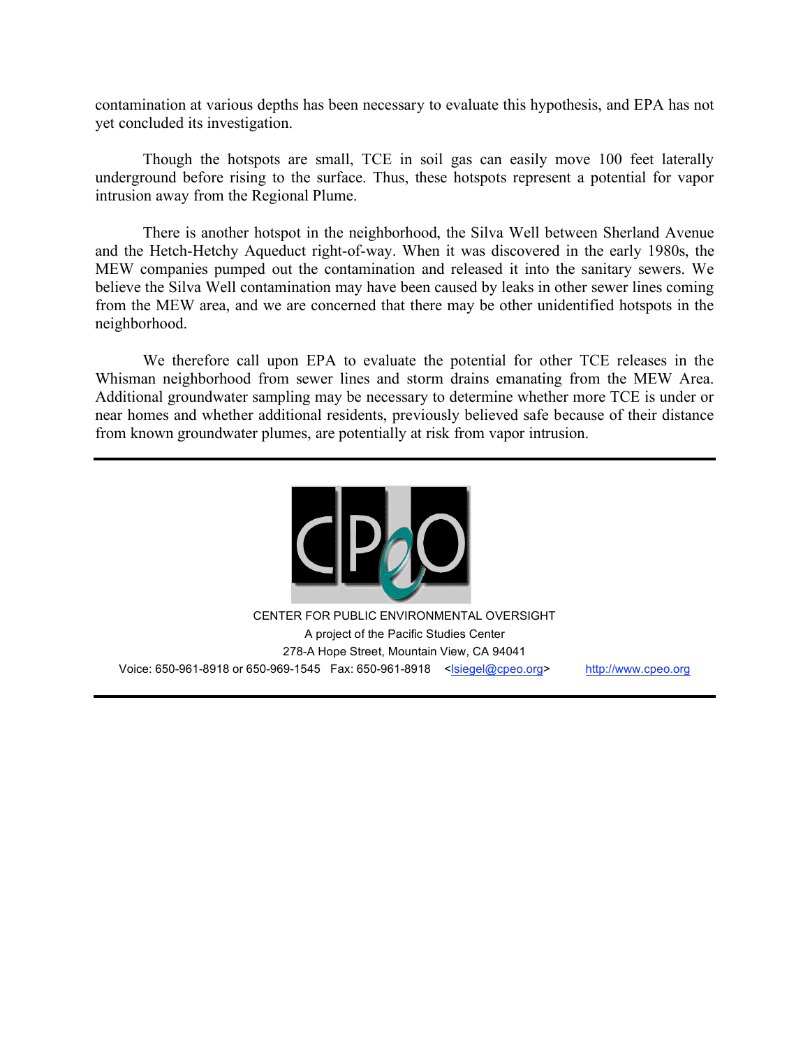contamination at various depths has been necessary to evaluate this hypothesis, and EPA has not yet concluded its investigation.

Though the hotspots are small, TCE in soil gas can easily move 100 feet laterally underground before rising to the surface. Thus, these hotspots represent a potential for vapor intrusion away from the Regional Plume.

There is another hotspot in the neighborhood, the Silva Well between Sherland Avenue and the Hetch-Hetchy Aqueduct right-of-way. When it was discovered in the early 1980s, the MEW companies pumped out the contamination and released it into the sanitary sewers. We believe the Silva Well contamination may have been caused by leaks in other sewer lines coming from the MEW area, and we are concerned that there may be other unidentified hotspots in the neighborhood.

We therefore call upon EPA to evaluate the potential for other TCE releases in the Whisman neighborhood from sewer lines and storm drains emanating from the MEW Area. Additional groundwater sampling may be necessary to determine whether more TCE is under or near homes and whether additional residents, previously believed safe because of their distance from known groundwater plumes, are potentially at risk from vapor intrusion.

---

CPEO

CENTER FOR PUBLIC ENVIRONMENTAL OVERSIGHT
A project of the Pacific Studies Center
278-A Hope Street, Mountain View, CA 94041
Voice: 650-961-8918 or 650-969-1545 Fax: 650-961-8918 <lsiegel@cpeo.org> http://www.cpeo.org

---